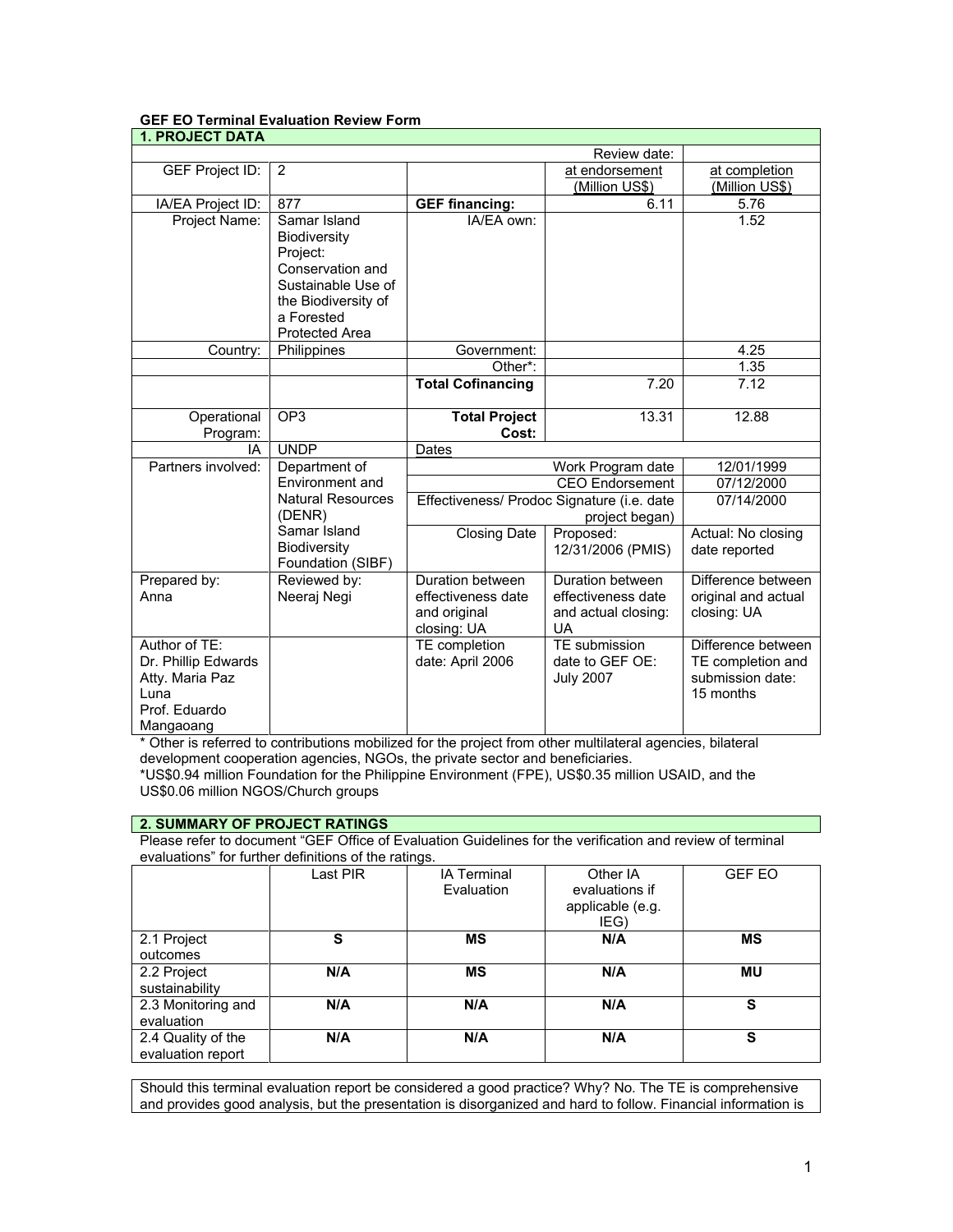**GEF EO Terminal Evaluation Review Form**

**1. PROJECT DATA**

| | | | Review date: | |
|---|---|---|---|---|
| GEF Project ID: | 2 | | at endorsement (Million US$) | at completion (Million US$) |
| IA/EA Project ID: | 877 | **GEF financing:** | 6.11 | 5.76 |
| Project Name: | Samar Island Biodiversity Project: Conservation and Sustainable Use of the Biodiversity of a Forested Protected Area | IA/EA own: | | 1.52 |
| Country: | Philippines | Government: | | 4.25 |
| | | Other*: | | 1.35 |
| | | **Total Cofinancing** | 7.20 | 7.12 |
| Operational Program: | OP3 | **Total Project Cost:** | 13.31 | 12.88 |
| IA | UNDP | Dates | | |
| Partners involved: | Department of Environment and Natural Resources (DENR) Samar Island Biodiversity Foundation (SIBF) | Work Program date | | 12/01/1999 |
| | | CEO Endorsement | | 07/12/2000 |
| | | Effectiveness/ Prodoc Signature (i.e. date project began) | | 07/14/2000 |
| | | Closing Date | Proposed: 12/31/2006 (PMIS) | Actual: No closing date reported |
| Prepared by: Anna | Reviewed by: Neeraj Negi | Duration between effectiveness date and original closing: UA | Duration between effectiveness date and actual closing: UA | Difference between original and actual closing: UA |
| Author of TE: Dr. Phillip Edwards Atty. Maria Paz Luna Prof. Eduardo Mangaoang | | TE completion date: April 2006 | TE submission date to GEF OE: July 2007 | Difference between TE completion and submission date: 15 months |

\* Other is referred to contributions mobilized for the project from other multilateral agencies, bilateral development cooperation agencies, NGOs, the private sector and beneficiaries.
*US$0.94 million Foundation for the Philippine Environment (FPE), US$0.35 million USAID, and the US$0.06 million NGOS/Church groups

**2. SUMMARY OF PROJECT RATINGS**

Please refer to document "GEF Office of Evaluation Guidelines for the verification and review of terminal evaluations" for further definitions of the ratings.

| | Last PIR | IA Terminal Evaluation | Other IA evaluations if applicable (e.g. IEG) | GEF EO |
|---|---|---|---|---|
| 2.1 Project outcomes | **S** | **MS** | **N/A** | **MS** |
| 2.2 Project sustainability | **N/A** | **MS** | **N/A** | **MU** |
| 2.3 Monitoring and evaluation | **N/A** | **N/A** | **N/A** | **S** |
| 2.4 Quality of the evaluation report | **N/A** | **N/A** | **N/A** | **S** |

Should this terminal evaluation report be considered a good practice? Why? No. The TE is comprehensive and provides good analysis, but the presentation is disorganized and hard to follow. Financial information is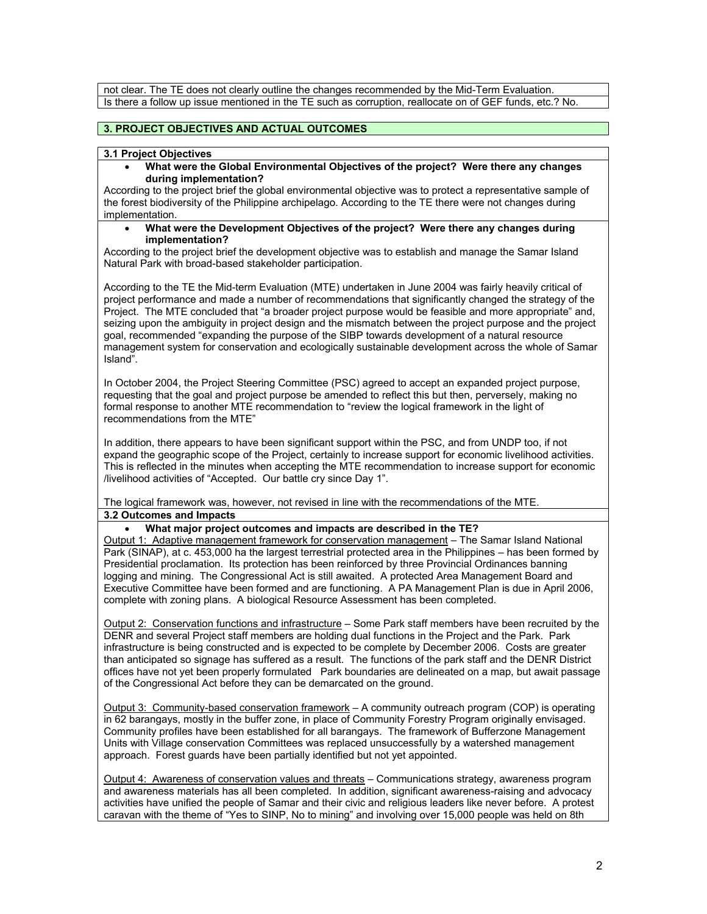not clear. The TE does not clearly outline the changes recommended by the Mid-Term Evaluation.

Is there a follow up issue mentioned in the TE such as corruption, reallocate on of GEF funds, etc.? No.

## 3. PROJECT OBJECTIVES AND ACTUAL OUTCOMES

### 3.1 Project Objectives

- **What were the Global Environmental Objectives of the project? Were there any changes during implementation?**

According to the project brief the global environmental objective was to protect a representative sample of the forest biodiversity of the Philippine archipelago. According to the TE there were not changes during implementation.

- **What were the Development Objectives of the project? Were there any changes during implementation?**

According to the project brief the development objective was to establish and manage the Samar Island Natural Park with broad-based stakeholder participation.

According to the TE the Mid-term Evaluation (MTE) undertaken in June 2004 was fairly heavily critical of project performance and made a number of recommendations that significantly changed the strategy of the Project. The MTE concluded that "a broader project purpose would be feasible and more appropriate" and, seizing upon the ambiguity in project design and the mismatch between the project purpose and the project goal, recommended "expanding the purpose of the SIBP towards development of a natural resource management system for conservation and ecologically sustainable development across the whole of Samar Island".

In October 2004, the Project Steering Committee (PSC) agreed to accept an expanded project purpose, requesting that the goal and project purpose be amended to reflect this but then, perversely, making no formal response to another MTE recommendation to "review the logical framework in the light of recommendations from the MTE"

In addition, there appears to have been significant support within the PSC, and from UNDP too, if not expand the geographic scope of the Project, certainly to increase support for economic livelihood activities. This is reflected in the minutes when accepting the MTE recommendation to increase support for economic /livelihood activities of "Accepted. Our battle cry since Day 1".

The logical framework was, however, not revised in line with the recommendations of the MTE.

### 3.2 Outcomes and Impacts

- **What major project outcomes and impacts are described in the TE?**

Output 1: Adaptive management framework for conservation management – The Samar Island National Park (SINAP), at c. 453,000 ha the largest terrestrial protected area in the Philippines – has been formed by Presidential proclamation. Its protection has been reinforced by three Provincial Ordinances banning logging and mining. The Congressional Act is still awaited. A protected Area Management Board and Executive Committee have been formed and are functioning. A PA Management Plan is due in April 2006, complete with zoning plans. A biological Resource Assessment has been completed.

Output 2: Conservation functions and infrastructure – Some Park staff members have been recruited by the DENR and several Project staff members are holding dual functions in the Project and the Park. Park infrastructure is being constructed and is expected to be complete by December 2006. Costs are greater than anticipated so signage has suffered as a result. The functions of the park staff and the DENR District offices have not yet been properly formulated Park boundaries are delineated on a map, but await passage of the Congressional Act before they can be demarcated on the ground.

Output 3: Community-based conservation framework – A community outreach program (COP) is operating in 62 barangays, mostly in the buffer zone, in place of Community Forestry Program originally envisaged. Community profiles have been established for all barangays. The framework of Bufferzone Management Units with Village conservation Committees was replaced unsuccessfully by a watershed management approach. Forest guards have been partially identified but not yet appointed.

Output 4: Awareness of conservation values and threats – Communications strategy, awareness program and awareness materials has all been completed. In addition, significant awareness-raising and advocacy activities have unified the people of Samar and their civic and religious leaders like never before. A protest caravan with the theme of "Yes to SINP, No to mining" and involving over 15,000 people was held on 8th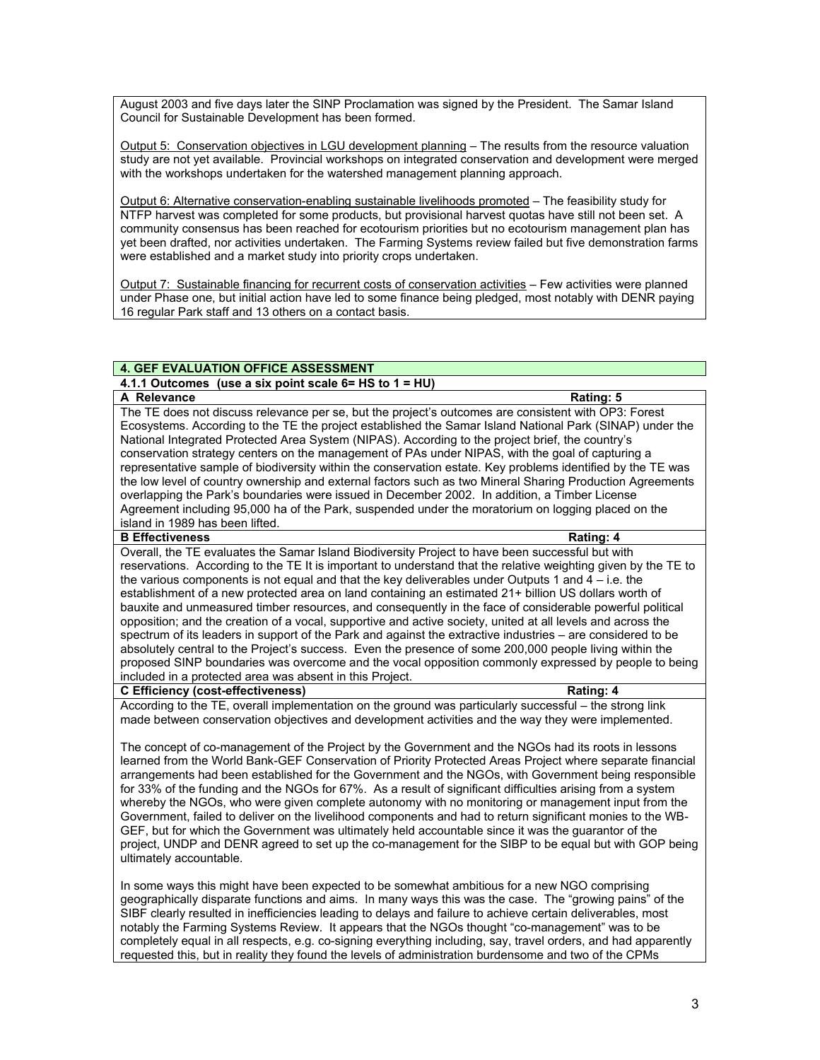August 2003 and five days later the SINP Proclamation was signed by the President. The Samar Island Council for Sustainable Development has been formed.

Output 5: Conservation objectives in LGU development planning – The results from the resource valuation study are not yet available. Provincial workshops on integrated conservation and development were merged with the workshops undertaken for the watershed management planning approach.

Output 6: Alternative conservation-enabling sustainable livelihoods promoted – The feasibility study for NTFP harvest was completed for some products, but provisional harvest quotas have still not been set. A community consensus has been reached for ecotourism priorities but no ecotourism management plan has yet been drafted, nor activities undertaken. The Farming Systems review failed but five demonstration farms were established and a market study into priority crops undertaken.

Output 7: Sustainable financing for recurrent costs of conservation activities – Few activities were planned under Phase one, but initial action have led to some finance being pledged, most notably with DENR paying 16 regular Park staff and 13 others on a contact basis.

## 4. GEF EVALUATION OFFICE ASSESSMENT

### 4.1.1 Outcomes (use a six point scale 6= HS to 1 = HU)

**A Relevance** **Rating: 5**

The TE does not discuss relevance per se, but the project's outcomes are consistent with OP3: Forest Ecosystems. According to the TE the project established the Samar Island National Park (SINAP) under the National Integrated Protected Area System (NIPAS). According to the project brief, the country's conservation strategy centers on the management of PAs under NIPAS, with the goal of capturing a representative sample of biodiversity within the conservation estate. Key problems identified by the TE was the low level of country ownership and external factors such as two Mineral Sharing Production Agreements overlapping the Park's boundaries were issued in December 2002. In addition, a Timber License Agreement including 95,000 ha of the Park, suspended under the moratorium on logging placed on the island in 1989 has been lifted.

**B Effectiveness** **Rating: 4**

Overall, the TE evaluates the Samar Island Biodiversity Project to have been successful but with reservations. According to the TE It is important to understand that the relative weighting given by the TE to the various components is not equal and that the key deliverables under Outputs 1 and 4 – i.e. the establishment of a new protected area on land containing an estimated 21+ billion US dollars worth of bauxite and unmeasured timber resources, and consequently in the face of considerable powerful political opposition; and the creation of a vocal, supportive and active society, united at all levels and across the spectrum of its leaders in support of the Park and against the extractive industries – are considered to be absolutely central to the Project's success. Even the presence of some 200,000 people living within the proposed SINP boundaries was overcome and the vocal opposition commonly expressed by people to being included in a protected area was absent in this Project.

**C Efficiency (cost-effectiveness)** **Rating: 4**

According to the TE, overall implementation on the ground was particularly successful – the strong link made between conservation objectives and development activities and the way they were implemented.

The concept of co-management of the Project by the Government and the NGOs had its roots in lessons learned from the World Bank-GEF Conservation of Priority Protected Areas Project where separate financial arrangements had been established for the Government and the NGOs, with Government being responsible for 33% of the funding and the NGOs for 67%. As a result of significant difficulties arising from a system whereby the NGOs, who were given complete autonomy with no monitoring or management input from the Government, failed to deliver on the livelihood components and had to return significant monies to the WB-GEF, but for which the Government was ultimately held accountable since it was the guarantor of the project, UNDP and DENR agreed to set up the co-management for the SIBP to be equal but with GOP being ultimately accountable.

In some ways this might have been expected to be somewhat ambitious for a new NGO comprising geographically disparate functions and aims. In many ways this was the case. The "growing pains" of the SIBF clearly resulted in inefficiencies leading to delays and failure to achieve certain deliverables, most notably the Farming Systems Review. It appears that the NGOs thought "co-management" was to be completely equal in all respects, e.g. co-signing everything including, say, travel orders, and had apparently requested this, but in reality they found the levels of administration burdensome and two of the CPMs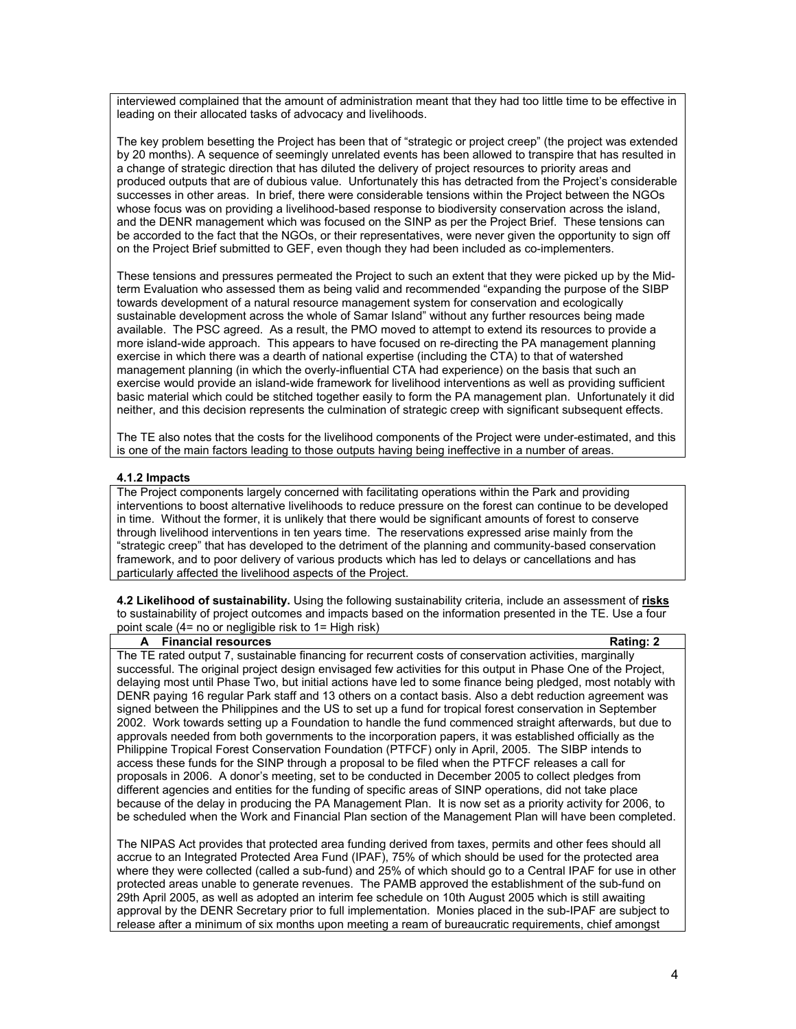interviewed complained that the amount of administration meant that they had too little time to be effective in leading on their allocated tasks of advocacy and livelihoods.

The key problem besetting the Project has been that of "strategic or project creep" (the project was extended by 20 months). A sequence of seemingly unrelated events has been allowed to transpire that has resulted in a change of strategic direction that has diluted the delivery of project resources to priority areas and produced outputs that are of dubious value. Unfortunately this has detracted from the Project's considerable successes in other areas. In brief, there were considerable tensions within the Project between the NGOs whose focus was on providing a livelihood-based response to biodiversity conservation across the island, and the DENR management which was focused on the SINP as per the Project Brief. These tensions can be accorded to the fact that the NGOs, or their representatives, were never given the opportunity to sign off on the Project Brief submitted to GEF, even though they had been included as co-implementers.

These tensions and pressures permeated the Project to such an extent that they were picked up by the Mid-term Evaluation who assessed them as being valid and recommended "expanding the purpose of the SIBP towards development of a natural resource management system for conservation and ecologically sustainable development across the whole of Samar Island" without any further resources being made available. The PSC agreed. As a result, the PMO moved to attempt to extend its resources to provide a more island-wide approach. This appears to have focused on re-directing the PA management planning exercise in which there was a dearth of national expertise (including the CTA) to that of watershed management planning (in which the overly-influential CTA had experience) on the basis that such an exercise would provide an island-wide framework for livelihood interventions as well as providing sufficient basic material which could be stitched together easily to form the PA management plan. Unfortunately it did neither, and this decision represents the culmination of strategic creep with significant subsequent effects.

The TE also notes that the costs for the livelihood components of the Project were under-estimated, and this is one of the main factors leading to those outputs having being ineffective in a number of areas.

**4.1.2 Impacts**

The Project components largely concerned with facilitating operations within the Park and providing interventions to boost alternative livelihoods to reduce pressure on the forest can continue to be developed in time. Without the former, it is unlikely that there would be significant amounts of forest to conserve through livelihood interventions in ten years time. The reservations expressed arise mainly from the "strategic creep" that has developed to the detriment of the planning and community-based conservation framework, and to poor delivery of various products which has led to delays or cancellations and has particularly affected the livelihood aspects of the Project.

**4.2 Likelihood of sustainability.** Using the following sustainability criteria, include an assessment of **risks** to sustainability of project outcomes and impacts based on the information presented in the TE. Use a four point scale (4= no or negligible risk to 1= High risk)

| A Financial resources | Rating: 2 |
|---|---|

The TE rated output 7, sustainable financing for recurrent costs of conservation activities, marginally successful. The original project design envisaged few activities for this output in Phase One of the Project, delaying most until Phase Two, but initial actions have led to some finance being pledged, most notably with DENR paying 16 regular Park staff and 13 others on a contact basis. Also a debt reduction agreement was signed between the Philippines and the US to set up a fund for tropical forest conservation in September 2002. Work towards setting up a Foundation to handle the fund commenced straight afterwards, but due to approvals needed from both governments to the incorporation papers, it was established officially as the Philippine Tropical Forest Conservation Foundation (PTFCF) only in April, 2005. The SIBP intends to access these funds for the SINP through a proposal to be filed when the PTFCF releases a call for proposals in 2006. A donor's meeting, set to be conducted in December 2005 to collect pledges from different agencies and entities for the funding of specific areas of SINP operations, did not take place because of the delay in producing the PA Management Plan. It is now set as a priority activity for 2006, to be scheduled when the Work and Financial Plan section of the Management Plan will have been completed.

The NIPAS Act provides that protected area funding derived from taxes, permits and other fees should all accrue to an Integrated Protected Area Fund (IPAF), 75% of which should be used for the protected area where they were collected (called a sub-fund) and 25% of which should go to a Central IPAF for use in other protected areas unable to generate revenues. The PAMB approved the establishment of the sub-fund on 29th April 2005, as well as adopted an interim fee schedule on 10th August 2005 which is still awaiting approval by the DENR Secretary prior to full implementation. Monies placed in the sub-IPAF are subject to release after a minimum of six months upon meeting a ream of bureaucratic requirements, chief amongst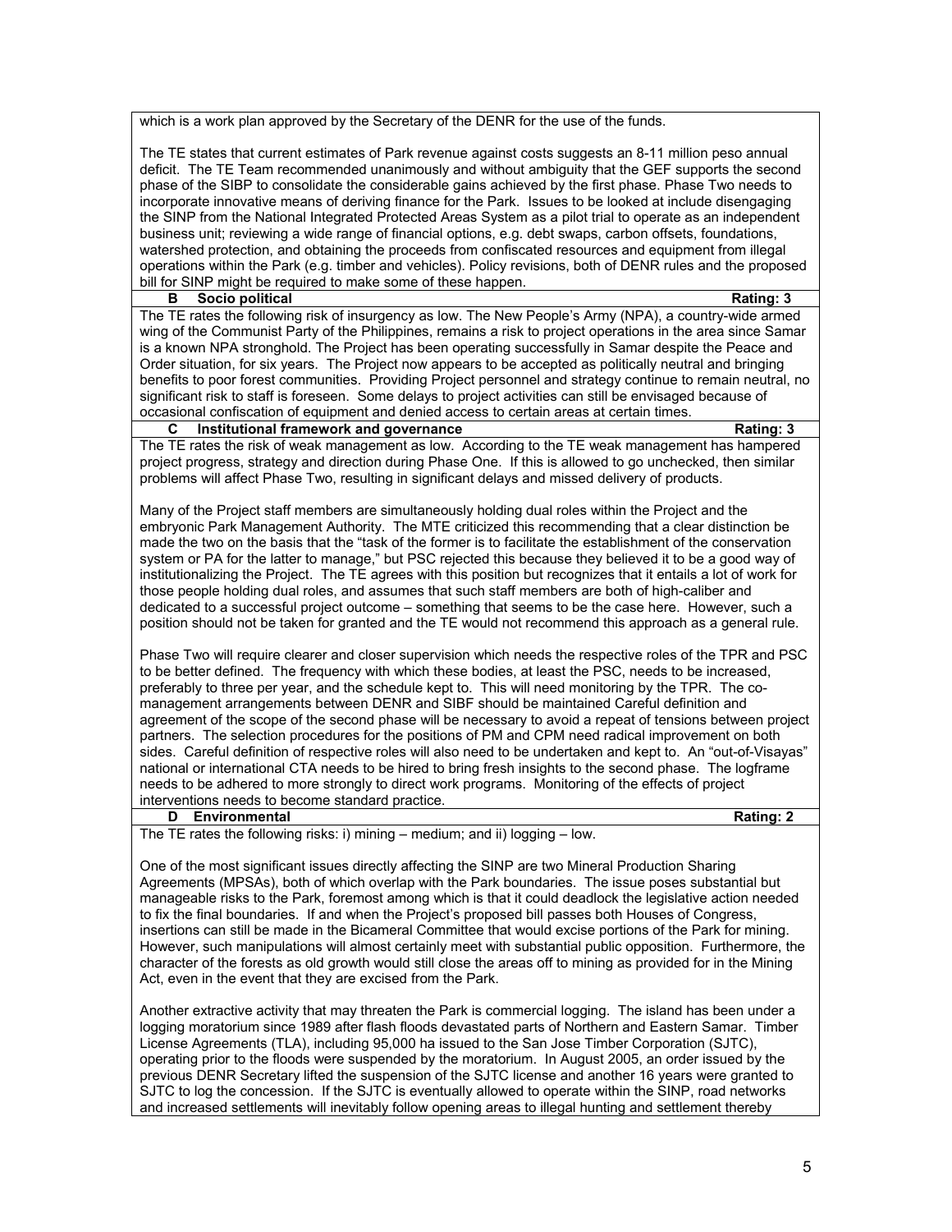which is a work plan approved by the Secretary of the DENR for the use of the funds.

The TE states that current estimates of Park revenue against costs suggests an 8-11 million peso annual deficit. The TE Team recommended unanimously and without ambiguity that the GEF supports the second phase of the SIBP to consolidate the considerable gains achieved by the first phase. Phase Two needs to incorporate innovative means of deriving finance for the Park. Issues to be looked at include disengaging the SINP from the National Integrated Protected Areas System as a pilot trial to operate as an independent business unit; reviewing a wide range of financial options, e.g. debt swaps, carbon offsets, foundations, watershed protection, and obtaining the proceeds from confiscated resources and equipment from illegal operations within the Park (e.g. timber and vehicles). Policy revisions, both of DENR rules and the proposed bill for SINP might be required to make some of these happen.

**B Socio political — Rating: 3**

The TE rates the following risk of insurgency as low. The New People's Army (NPA), a country-wide armed wing of the Communist Party of the Philippines, remains a risk to project operations in the area since Samar is a known NPA stronghold. The Project has been operating successfully in Samar despite the Peace and Order situation, for six years. The Project now appears to be accepted as politically neutral and bringing benefits to poor forest communities. Providing Project personnel and strategy continue to remain neutral, no significant risk to staff is foreseen. Some delays to project activities can still be envisaged because of occasional confiscation of equipment and denied access to certain areas at certain times.

**C Institutional framework and governance — Rating: 3**

The TE rates the risk of weak management as low. According to the TE weak management has hampered project progress, strategy and direction during Phase One. If this is allowed to go unchecked, then similar problems will affect Phase Two, resulting in significant delays and missed delivery of products.

Many of the Project staff members are simultaneously holding dual roles within the Project and the embryonic Park Management Authority. The MTE criticized this recommending that a clear distinction be made the two on the basis that the "task of the former is to facilitate the establishment of the conservation system or PA for the latter to manage," but PSC rejected this because they believed it to be a good way of institutionalizing the Project. The TE agrees with this position but recognizes that it entails a lot of work for those people holding dual roles, and assumes that such staff members are both of high-caliber and dedicated to a successful project outcome – something that seems to be the case here. However, such a position should not be taken for granted and the TE would not recommend this approach as a general rule.

Phase Two will require clearer and closer supervision which needs the respective roles of the TPR and PSC to be better defined. The frequency with which these bodies, at least the PSC, needs to be increased, preferably to three per year, and the schedule kept to. This will need monitoring by the TPR. The co-management arrangements between DENR and SIBF should be maintained Careful definition and agreement of the scope of the second phase will be necessary to avoid a repeat of tensions between project partners. The selection procedures for the positions of PM and CPM need radical improvement on both sides. Careful definition of respective roles will also need to be undertaken and kept to. An "out-of-Visayas" national or international CTA needs to be hired to bring fresh insights to the second phase. The logframe needs to be adhered to more strongly to direct work programs. Monitoring of the effects of project interventions needs to become standard practice.

**D Environmental — Rating: 2**

The TE rates the following risks: i) mining – medium; and ii) logging – low.

One of the most significant issues directly affecting the SINP are two Mineral Production Sharing Agreements (MPSAs), both of which overlap with the Park boundaries. The issue poses substantial but manageable risks to the Park, foremost among which is that it could deadlock the legislative action needed to fix the final boundaries. If and when the Project's proposed bill passes both Houses of Congress, insertions can still be made in the Bicameral Committee that would excise portions of the Park for mining. However, such manipulations will almost certainly meet with substantial public opposition. Furthermore, the character of the forests as old growth would still close the areas off to mining as provided for in the Mining Act, even in the event that they are excised from the Park.

Another extractive activity that may threaten the Park is commercial logging. The island has been under a logging moratorium since 1989 after flash floods devastated parts of Northern and Eastern Samar. Timber License Agreements (TLA), including 95,000 ha issued to the San Jose Timber Corporation (SJTC), operating prior to the floods were suspended by the moratorium. In August 2005, an order issued by the previous DENR Secretary lifted the suspension of the SJTC license and another 16 years were granted to SJTC to log the concession. If the SJTC is eventually allowed to operate within the SINP, road networks and increased settlements will inevitably follow opening areas to illegal hunting and settlement thereby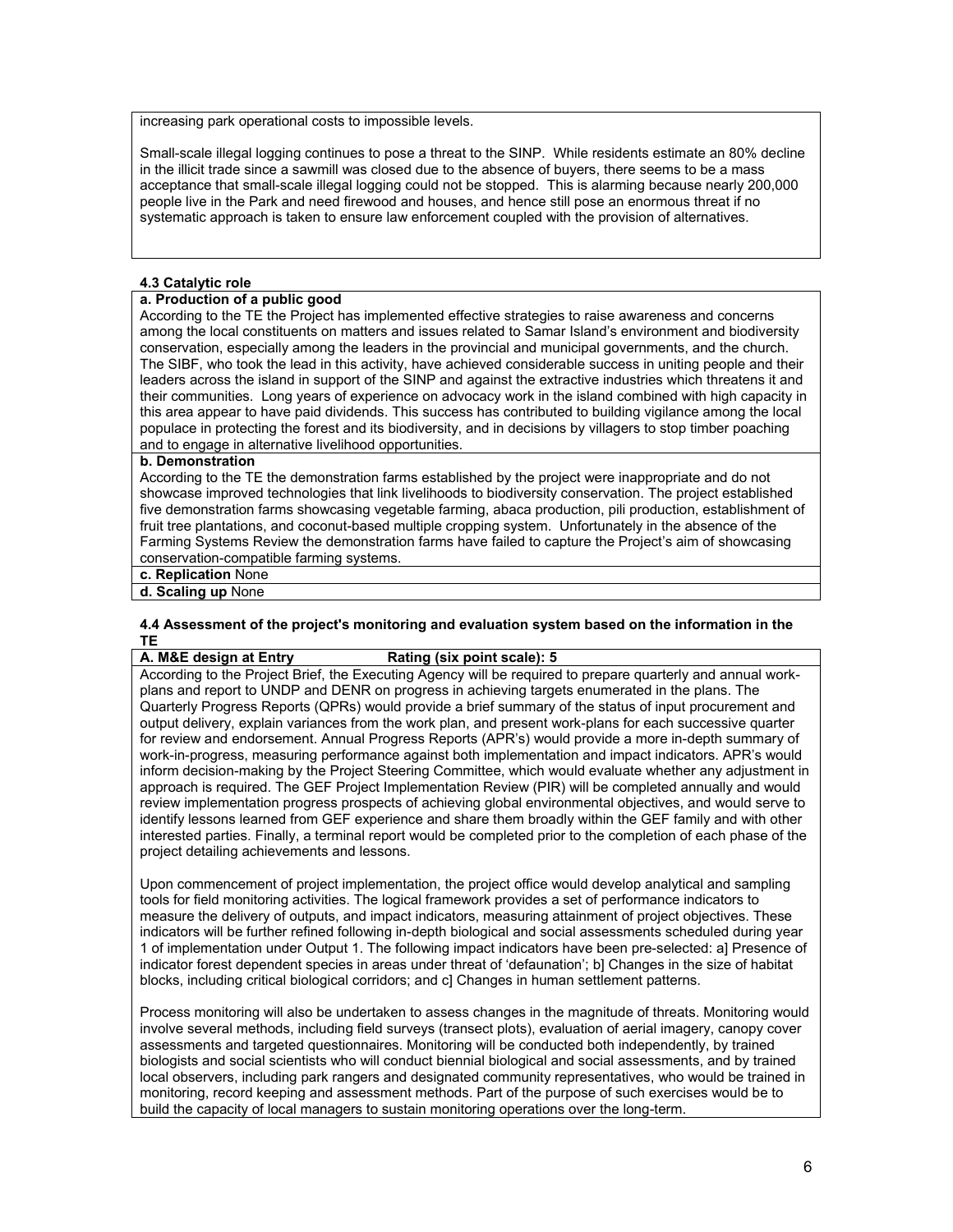increasing park operational costs to impossible levels.

Small-scale illegal logging continues to pose a threat to the SINP. While residents estimate an 80% decline in the illicit trade since a sawmill was closed due to the absence of buyers, there seems to be a mass acceptance that small-scale illegal logging could not be stopped. This is alarming because nearly 200,000 people live in the Park and need firewood and houses, and hence still pose an enormous threat if no systematic approach is taken to ensure law enforcement coupled with the provision of alternatives.

**4.3 Catalytic role**

**a. Production of a public good**

According to the TE the Project has implemented effective strategies to raise awareness and concerns among the local constituents on matters and issues related to Samar Island's environment and biodiversity conservation, especially among the leaders in the provincial and municipal governments, and the church. The SIBF, who took the lead in this activity, have achieved considerable success in uniting people and their leaders across the island in support of the SINP and against the extractive industries which threatens it and their communities. Long years of experience on advocacy work in the island combined with high capacity in this area appear to have paid dividends. This success has contributed to building vigilance among the local populace in protecting the forest and its biodiversity, and in decisions by villagers to stop timber poaching and to engage in alternative livelihood opportunities.

**b. Demonstration**

According to the TE the demonstration farms established by the project were inappropriate and do not showcase improved technologies that link livelihoods to biodiversity conservation. The project established five demonstration farms showcasing vegetable farming, abaca production, pili production, establishment of fruit tree plantations, and coconut-based multiple cropping system. Unfortunately in the absence of the Farming Systems Review the demonstration farms have failed to capture the Project's aim of showcasing conservation-compatible farming systems.

**c. Replication** None

**d. Scaling up** None

**4.4 Assessment of the project's monitoring and evaluation system based on the information in the TE**

**A. M&E design at Entry** **Rating (six point scale): 5**

According to the Project Brief, the Executing Agency will be required to prepare quarterly and annual work-plans and report to UNDP and DENR on progress in achieving targets enumerated in the plans. The Quarterly Progress Reports (QPRs) would provide a brief summary of the status of input procurement and output delivery, explain variances from the work plan, and present work-plans for each successive quarter for review and endorsement. Annual Progress Reports (APR's) would provide a more in-depth summary of work-in-progress, measuring performance against both implementation and impact indicators. APR's would inform decision-making by the Project Steering Committee, which would evaluate whether any adjustment in approach is required. The GEF Project Implementation Review (PIR) will be completed annually and would review implementation progress prospects of achieving global environmental objectives, and would serve to identify lessons learned from GEF experience and share them broadly within the GEF family and with other interested parties. Finally, a terminal report would be completed prior to the completion of each phase of the project detailing achievements and lessons.

Upon commencement of project implementation, the project office would develop analytical and sampling tools for field monitoring activities. The logical framework provides a set of performance indicators to measure the delivery of outputs, and impact indicators, measuring attainment of project objectives. These indicators will be further refined following in-depth biological and social assessments scheduled during year 1 of implementation under Output 1. The following impact indicators have been pre-selected: a] Presence of indicator forest dependent species in areas under threat of 'defaunation'; b] Changes in the size of habitat blocks, including critical biological corridors; and c] Changes in human settlement patterns.

Process monitoring will also be undertaken to assess changes in the magnitude of threats. Monitoring would involve several methods, including field surveys (transect plots), evaluation of aerial imagery, canopy cover assessments and targeted questionnaires. Monitoring will be conducted both independently, by trained biologists and social scientists who will conduct biennial biological and social assessments, and by trained local observers, including park rangers and designated community representatives, who would be trained in monitoring, record keeping and assessment methods. Part of the purpose of such exercises would be to build the capacity of local managers to sustain monitoring operations over the long-term.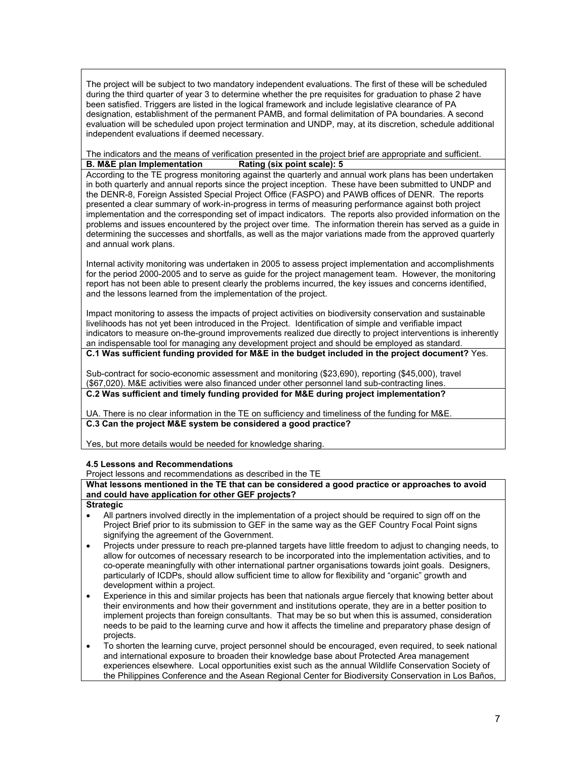The project will be subject to two mandatory independent evaluations. The first of these will be scheduled during the third quarter of year 3 to determine whether the pre requisites for graduation to phase 2 have been satisfied. Triggers are listed in the logical framework and include legislative clearance of PA designation, establishment of the permanent PAMB, and formal delimitation of PA boundaries. A second evaluation will be scheduled upon project termination and UNDP, may, at its discretion, schedule additional independent evaluations if deemed necessary.

The indicators and the means of verification presented in the project brief are appropriate and sufficient.

**B. M&E plan Implementation Rating (six point scale): 5**

According to the TE progress monitoring against the quarterly and annual work plans has been undertaken in both quarterly and annual reports since the project inception. These have been submitted to UNDP and the DENR-8, Foreign Assisted Special Project Office (FASPO) and PAWB offices of DENR. The reports presented a clear summary of work-in-progress in terms of measuring performance against both project implementation and the corresponding set of impact indicators. The reports also provided information on the problems and issues encountered by the project over time. The information therein has served as a guide in determining the successes and shortfalls, as well as the major variations made from the approved quarterly and annual work plans.

Internal activity monitoring was undertaken in 2005 to assess project implementation and accomplishments for the period 2000-2005 and to serve as guide for the project management team. However, the monitoring report has not been able to present clearly the problems incurred, the key issues and concerns identified, and the lessons learned from the implementation of the project.

Impact monitoring to assess the impacts of project activities on biodiversity conservation and sustainable livelihoods has not yet been introduced in the Project. Identification of simple and verifiable impact indicators to measure on-the-ground improvements realized due directly to project interventions is inherently an indispensable tool for managing any development project and should be employed as standard.

**C.1 Was sufficient funding provided for M&E in the budget included in the project document?** Yes.

Sub-contract for socio-economic assessment and monitoring ($23,690), reporting ($45,000), travel ($67,020). M&E activities were also financed under other personnel land sub-contracting lines.

**C.2 Was sufficient and timely funding provided for M&E during project implementation?**

UA. There is no clear information in the TE on sufficiency and timeliness of the funding for M&E.

**C.3 Can the project M&E system be considered a good practice?**

Yes, but more details would be needed for knowledge sharing.

### 4.5 Lessons and Recommendations

Project lessons and recommendations as described in the TE

**What lessons mentioned in the TE that can be considered a good practice or approaches to avoid and could have application for other GEF projects?**

**Strategic**

- All partners involved directly in the implementation of a project should be required to sign off on the Project Brief prior to its submission to GEF in the same way as the GEF Country Focal Point signs signifying the agreement of the Government.
- Projects under pressure to reach pre-planned targets have little freedom to adjust to changing needs, to allow for outcomes of necessary research to be incorporated into the implementation activities, and to co-operate meaningfully with other international partner organisations towards joint goals. Designers, particularly of ICDPs, should allow sufficient time to allow for flexibility and "organic" growth and development within a project.
- Experience in this and similar projects has been that nationals argue fiercely that knowing better about their environments and how their government and institutions operate, they are in a better position to implement projects than foreign consultants. That may be so but when this is assumed, consideration needs to be paid to the learning curve and how it affects the timeline and preparatory phase design of projects.
- To shorten the learning curve, project personnel should be encouraged, even required, to seek national and international exposure to broaden their knowledge base about Protected Area management experiences elsewhere. Local opportunities exist such as the annual Wildlife Conservation Society of the Philippines Conference and the Asean Regional Center for Biodiversity Conservation in Los Baños,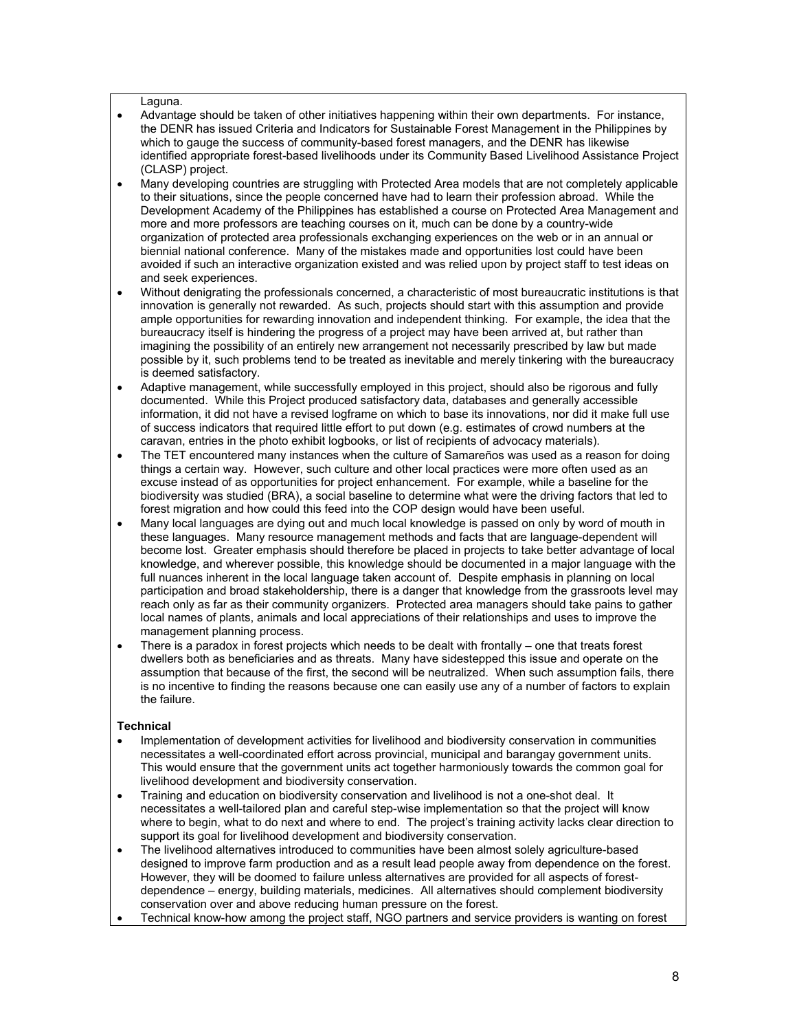Laguna.

- Advantage should be taken of other initiatives happening within their own departments. For instance, the DENR has issued Criteria and Indicators for Sustainable Forest Management in the Philippines by which to gauge the success of community-based forest managers, and the DENR has likewise identified appropriate forest-based livelihoods under its Community Based Livelihood Assistance Project (CLASP) project.
- Many developing countries are struggling with Protected Area models that are not completely applicable to their situations, since the people concerned have had to learn their profession abroad. While the Development Academy of the Philippines has established a course on Protected Area Management and more and more professors are teaching courses on it, much can be done by a country-wide organization of protected area professionals exchanging experiences on the web or in an annual or biennial national conference. Many of the mistakes made and opportunities lost could have been avoided if such an interactive organization existed and was relied upon by project staff to test ideas on and seek experiences.
- Without denigrating the professionals concerned, a characteristic of most bureaucratic institutions is that innovation is generally not rewarded. As such, projects should start with this assumption and provide ample opportunities for rewarding innovation and independent thinking. For example, the idea that the bureaucracy itself is hindering the progress of a project may have been arrived at, but rather than imagining the possibility of an entirely new arrangement not necessarily prescribed by law but made possible by it, such problems tend to be treated as inevitable and merely tinkering with the bureaucracy is deemed satisfactory.
- Adaptive management, while successfully employed in this project, should also be rigorous and fully documented. While this Project produced satisfactory data, databases and generally accessible information, it did not have a revised logframe on which to base its innovations, nor did it make full use of success indicators that required little effort to put down (e.g. estimates of crowd numbers at the caravan, entries in the photo exhibit logbooks, or list of recipients of advocacy materials).
- The TET encountered many instances when the culture of Samareños was used as a reason for doing things a certain way. However, such culture and other local practices were more often used as an excuse instead of as opportunities for project enhancement. For example, while a baseline for the biodiversity was studied (BRA), a social baseline to determine what were the driving factors that led to forest migration and how could this feed into the COP design would have been useful.
- Many local languages are dying out and much local knowledge is passed on only by word of mouth in these languages. Many resource management methods and facts that are language-dependent will become lost. Greater emphasis should therefore be placed in projects to take better advantage of local knowledge, and wherever possible, this knowledge should be documented in a major language with the full nuances inherent in the local language taken account of. Despite emphasis in planning on local participation and broad stakeholdership, there is a danger that knowledge from the grassroots level may reach only as far as their community organizers. Protected area managers should take pains to gather local names of plants, animals and local appreciations of their relationships and uses to improve the management planning process.
- There is a paradox in forest projects which needs to be dealt with frontally – one that treats forest dwellers both as beneficiaries and as threats. Many have sidestepped this issue and operate on the assumption that because of the first, the second will be neutralized. When such assumption fails, there is no incentive to finding the reasons because one can easily use any of a number of factors to explain the failure.

**Technical**

- Implementation of development activities for livelihood and biodiversity conservation in communities necessitates a well-coordinated effort across provincial, municipal and barangay government units. This would ensure that the government units act together harmoniously towards the common goal for livelihood development and biodiversity conservation.
- Training and education on biodiversity conservation and livelihood is not a one-shot deal. It necessitates a well-tailored plan and careful step-wise implementation so that the project will know where to begin, what to do next and where to end. The project's training activity lacks clear direction to support its goal for livelihood development and biodiversity conservation.
- The livelihood alternatives introduced to communities have been almost solely agriculture-based designed to improve farm production and as a result lead people away from dependence on the forest. However, they will be doomed to failure unless alternatives are provided for all aspects of forest-dependence – energy, building materials, medicines. All alternatives should complement biodiversity conservation over and above reducing human pressure on the forest.
- Technical know-how among the project staff, NGO partners and service providers is wanting on forest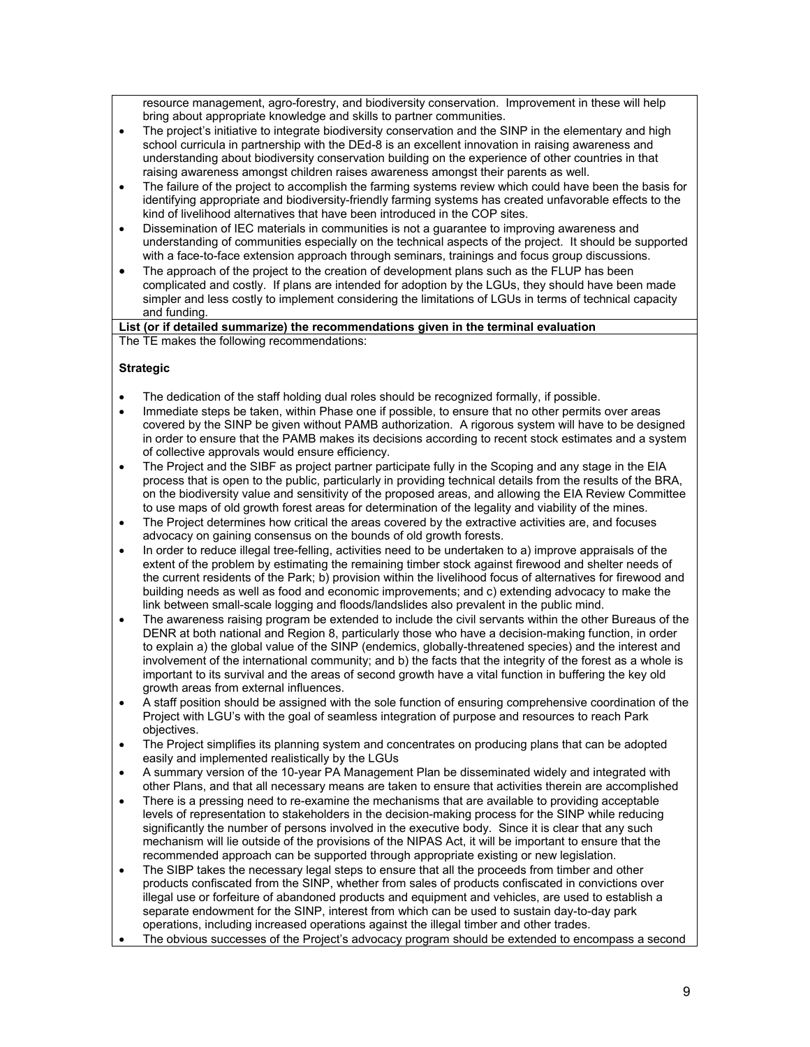resource management, agro-forestry, and biodiversity conservation. Improvement in these will help bring about appropriate knowledge and skills to partner communities.

- The project's initiative to integrate biodiversity conservation and the SINP in the elementary and high school curricula in partnership with the DEd-8 is an excellent innovation in raising awareness and understanding about biodiversity conservation building on the experience of other countries in that raising awareness amongst children raises awareness amongst their parents as well.
- The failure of the project to accomplish the farming systems review which could have been the basis for identifying appropriate and biodiversity-friendly farming systems has created unfavorable effects to the kind of livelihood alternatives that have been introduced in the COP sites.
- Dissemination of IEC materials in communities is not a guarantee to improving awareness and understanding of communities especially on the technical aspects of the project. It should be supported with a face-to-face extension approach through seminars, trainings and focus group discussions.
- The approach of the project to the creation of development plans such as the FLUP has been complicated and costly. If plans are intended for adoption by the LGUs, they should have been made simpler and less costly to implement considering the limitations of LGUs in terms of technical capacity and funding.

**List (or if detailed summarize) the recommendations given in the terminal evaluation**

The TE makes the following recommendations:

**Strategic**

- The dedication of the staff holding dual roles should be recognized formally, if possible.
- Immediate steps be taken, within Phase one if possible, to ensure that no other permits over areas covered by the SINP be given without PAMB authorization. A rigorous system will have to be designed in order to ensure that the PAMB makes its decisions according to recent stock estimates and a system of collective approvals would ensure efficiency.
- The Project and the SIBF as project partner participate fully in the Scoping and any stage in the EIA process that is open to the public, particularly in providing technical details from the results of the BRA, on the biodiversity value and sensitivity of the proposed areas, and allowing the EIA Review Committee to use maps of old growth forest areas for determination of the legality and viability of the mines.
- The Project determines how critical the areas covered by the extractive activities are, and focuses advocacy on gaining consensus on the bounds of old growth forests.
- In order to reduce illegal tree-felling, activities need to be undertaken to a) improve appraisals of the extent of the problem by estimating the remaining timber stock against firewood and shelter needs of the current residents of the Park; b) provision within the livelihood focus of alternatives for firewood and building needs as well as food and economic improvements; and c) extending advocacy to make the link between small-scale logging and floods/landslides also prevalent in the public mind.
- The awareness raising program be extended to include the civil servants within the other Bureaus of the DENR at both national and Region 8, particularly those who have a decision-making function, in order to explain a) the global value of the SINP (endemics, globally-threatened species) and the interest and involvement of the international community; and b) the facts that the integrity of the forest as a whole is important to its survival and the areas of second growth have a vital function in buffering the key old growth areas from external influences.
- A staff position should be assigned with the sole function of ensuring comprehensive coordination of the Project with LGU's with the goal of seamless integration of purpose and resources to reach Park objectives.
- The Project simplifies its planning system and concentrates on producing plans that can be adopted easily and implemented realistically by the LGUs
- A summary version of the 10-year PA Management Plan be disseminated widely and integrated with other Plans, and that all necessary means are taken to ensure that activities therein are accomplished
- There is a pressing need to re-examine the mechanisms that are available to providing acceptable levels of representation to stakeholders in the decision-making process for the SINP while reducing significantly the number of persons involved in the executive body. Since it is clear that any such mechanism will lie outside of the provisions of the NIPAS Act, it will be important to ensure that the recommended approach can be supported through appropriate existing or new legislation.
- The SIBP takes the necessary legal steps to ensure that all the proceeds from timber and other products confiscated from the SINP, whether from sales of products confiscated in convictions over illegal use or forfeiture of abandoned products and equipment and vehicles, are used to establish a separate endowment for the SINP, interest from which can be used to sustain day-to-day park operations, including increased operations against the illegal timber and other trades.
- The obvious successes of the Project's advocacy program should be extended to encompass a second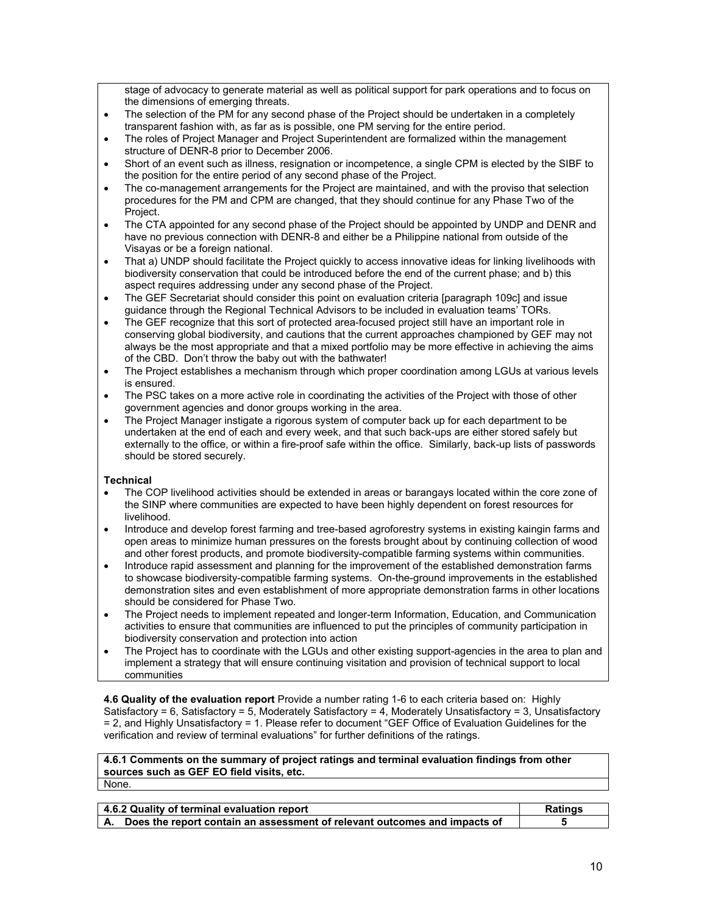stage of advocacy to generate material as well as political support for park operations and to focus on the dimensions of emerging threats.

- The selection of the PM for any second phase of the Project should be undertaken in a completely transparent fashion with, as far as is possible, one PM serving for the entire period.
- The roles of Project Manager and Project Superintendent are formalized within the management structure of DENR-8 prior to December 2006.
- Short of an event such as illness, resignation or incompetence, a single CPM is elected by the SIBF to the position for the entire period of any second phase of the Project.
- The co-management arrangements for the Project are maintained, and with the proviso that selection procedures for the PM and CPM are changed, that they should continue for any Phase Two of the Project.
- The CTA appointed for any second phase of the Project should be appointed by UNDP and DENR and have no previous connection with DENR-8 and either be a Philippine national from outside of the Visayas or be a foreign national.
- That a) UNDP should facilitate the Project quickly to access innovative ideas for linking livelihoods with biodiversity conservation that could be introduced before the end of the current phase; and b) this aspect requires addressing under any second phase of the Project.
- The GEF Secretariat should consider this point on evaluation criteria [paragraph 109c] and issue guidance through the Regional Technical Advisors to be included in evaluation teams' TORs.
- The GEF recognize that this sort of protected area-focused project still have an important role in conserving global biodiversity, and cautions that the current approaches championed by GEF may not always be the most appropriate and that a mixed portfolio may be more effective in achieving the aims of the CBD. Don't throw the baby out with the bathwater!
- The Project establishes a mechanism through which proper coordination among LGUs at various levels is ensured.
- The PSC takes on a more active role in coordinating the activities of the Project with those of other government agencies and donor groups working in the area.
- The Project Manager instigate a rigorous system of computer back up for each department to be undertaken at the end of each and every week, and that such back-ups are either stored safely but externally to the office, or within a fire-proof safe within the office. Similarly, back-up lists of passwords should be stored securely.

**Technical**

- The COP livelihood activities should be extended in areas or barangays located within the core zone of the SINP where communities are expected to have been highly dependent on forest resources for livelihood.
- Introduce and develop forest farming and tree-based agroforestry systems in existing kaingin farms and open areas to minimize human pressures on the forests brought about by continuing collection of wood and other forest products, and promote biodiversity-compatible farming systems within communities.
- Introduce rapid assessment and planning for the improvement of the established demonstration farms to showcase biodiversity-compatible farming systems. On-the-ground improvements in the established demonstration sites and even establishment of more appropriate demonstration farms in other locations should be considered for Phase Two.
- The Project needs to implement repeated and longer-term Information, Education, and Communication activities to ensure that communities are influenced to put the principles of community participation in biodiversity conservation and protection into action
- The Project has to coordinate with the LGUs and other existing support-agencies in the area to plan and implement a strategy that will ensure continuing visitation and provision of technical support to local communities

**4.6 Quality of the evaluation report** Provide a number rating 1-6 to each criteria based on: Highly Satisfactory = 6, Satisfactory = 5, Moderately Satisfactory = 4, Moderately Unsatisfactory = 3, Unsatisfactory = 2, and Highly Unsatisfactory = 1. Please refer to document "GEF Office of Evaluation Guidelines for the verification and review of terminal evaluations" for further definitions of the ratings.

| **4.6.1 Comments on the summary of project ratings and terminal evaluation findings from other sources such as GEF EO field visits, etc.** |
|---|
| None. |

| **4.6.2 Quality of terminal evaluation report** | **Ratings** |
|---|---|
| **A. Does the report contain an assessment of relevant outcomes and impacts of** | **5** |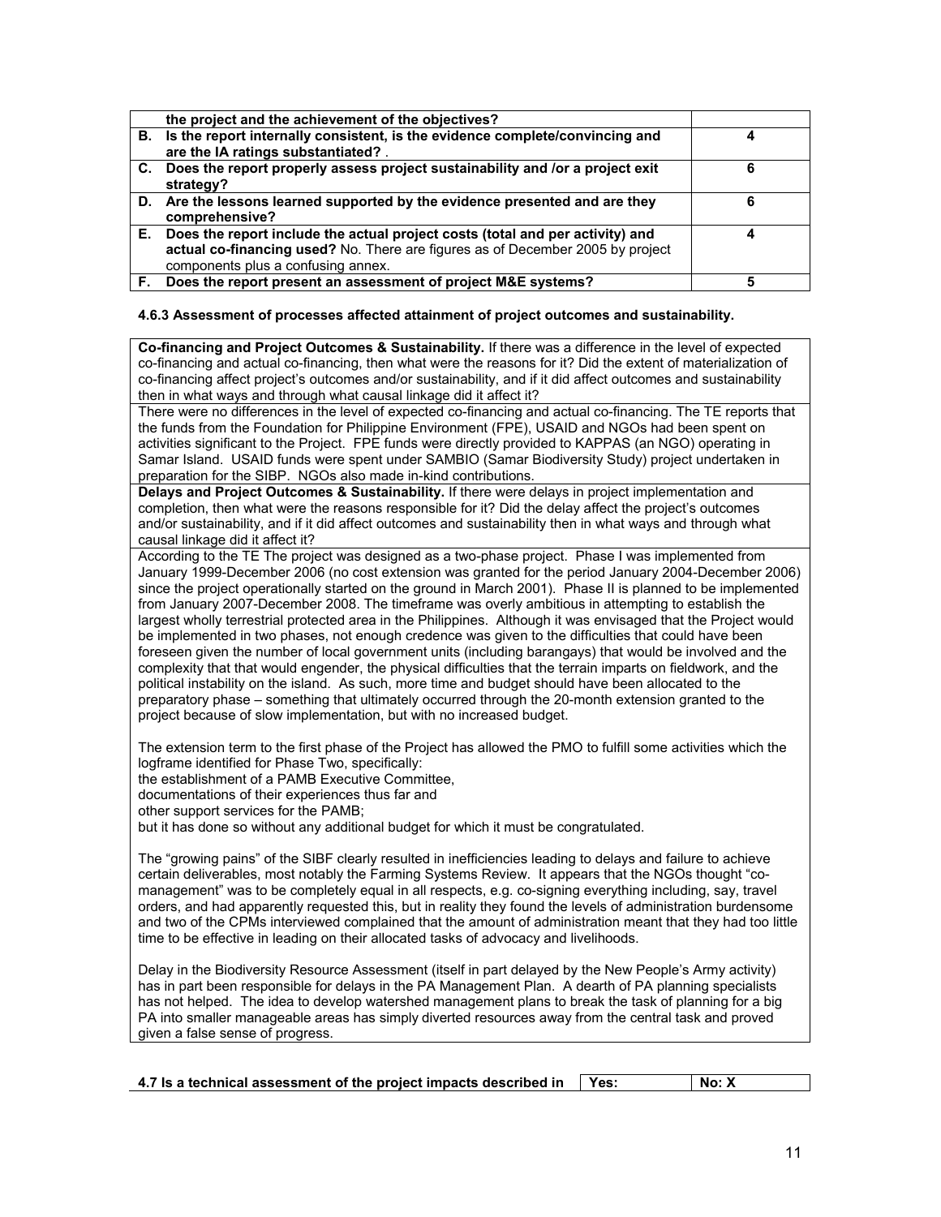| | | |
|---|---|---|
| | **the project and the achievement of the objectives?** | |
| **B.** | **Is the report internally consistent, is the evidence complete/convincing and are the IA ratings substantiated?** . | 4 |
| **C.** | **Does the report properly assess project sustainability and /or a project exit strategy?** | 6 |
| **D.** | **Are the lessons learned supported by the evidence presented and are they comprehensive?** | 6 |
| **E.** | **Does the report include the actual project costs (total and per activity) and actual co-financing used?** No. There are figures as of December 2005 by project components plus a confusing annex. | 4 |
| **F.** | **Does the report present an assessment of project M&E systems?** | 5 |

#### 4.6.3 Assessment of processes affected attainment of project outcomes and sustainability.

| |
|---|
| **Co-financing and Project Outcomes & Sustainability.** If there was a difference in the level of expected co-financing and actual co-financing, then what were the reasons for it? Did the extent of materialization of co-financing affect project's outcomes and/or sustainability, and if it did affect outcomes and sustainability then in what ways and through what causal linkage did it affect it? |
| There were no differences in the level of expected co-financing and actual co-financing. The TE reports that the funds from the Foundation for Philippine Environment (FPE), USAID and NGOs had been spent on activities significant to the Project. FPE funds were directly provided to KAPPAS (an NGO) operating in Samar Island. USAID funds were spent under SAMBIO (Samar Biodiversity Study) project undertaken in preparation for the SIBP. NGOs also made in-kind contributions. |
| **Delays and Project Outcomes & Sustainability.** If there were delays in project implementation and completion, then what were the reasons responsible for it? Did the delay affect the project's outcomes and/or sustainability, and if it did affect outcomes and sustainability then in what ways and through what causal linkage did it affect it? |
| According to the TE The project was designed as a two-phase project. Phase I was implemented from January 1999-December 2006 (no cost extension was granted for the period January 2004-December 2006) since the project operationally started on the ground in March 2001). Phase II is planned to be implemented from January 2007-December 2008. The timeframe was overly ambitious in attempting to establish the largest wholly terrestrial protected area in the Philippines. Although it was envisaged that the Project would be implemented in two phases, not enough credence was given to the difficulties that could have been foreseen given the number of local government units (including barangays) that would be involved and the complexity that that would engender, the physical difficulties that the terrain imparts on fieldwork, and the political instability on the island. As such, more time and budget should have been allocated to the preparatory phase – something that ultimately occurred through the 20-month extension granted to the project because of slow implementation, but with no increased budget.<br><br>The extension term to the first phase of the Project has allowed the PMO to fulfill some activities which the logframe identified for Phase Two, specifically:<br>the establishment of a PAMB Executive Committee,<br>documentations of their experiences thus far and<br>other support services for the PAMB;<br>but it has done so without any additional budget for which it must be congratulated.<br><br>The "growing pains" of the SIBF clearly resulted in inefficiencies leading to delays and failure to achieve certain deliverables, most notably the Farming Systems Review. It appears that the NGOs thought "co-management" was to be completely equal in all respects, e.g. co-signing everything including, say, travel orders, and had apparently requested this, but in reality they found the levels of administration burdensome and two of the CPMs interviewed complained that the amount of administration meant that they had too little time to be effective in leading on their allocated tasks of advocacy and livelihoods.<br><br>Delay in the Biodiversity Resource Assessment (itself in part delayed by the New People's Army activity) has in part been responsible for delays in the PA Management Plan. A dearth of PA planning specialists has not helped. The idea to develop watershed management plans to break the task of planning for a big PA into smaller manageable areas has simply diverted resources away from the central task and proved given a false sense of progress. |

| **4.7 Is a technical assessment of the project impacts described in** | **Yes:** | **No: X** |
|---|---|---|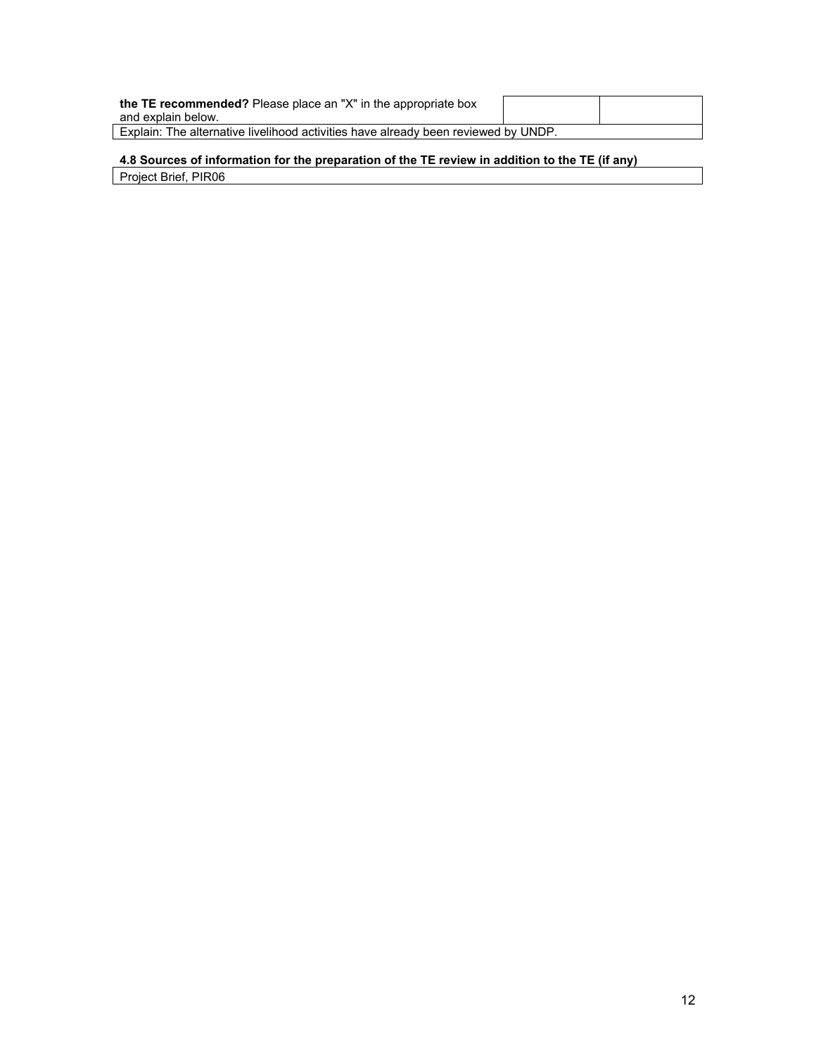| | | |
|---|---|---|
| **the TE recommended?** Please place an "X" in the appropriate box and explain below. | | |
| Explain: The alternative livelihood activities have already been reviewed by UNDP. | | |

**4.8 Sources of information for the preparation of the TE review in addition to the TE (if any)**

| |
|---|
| Project Brief, PIR06 |